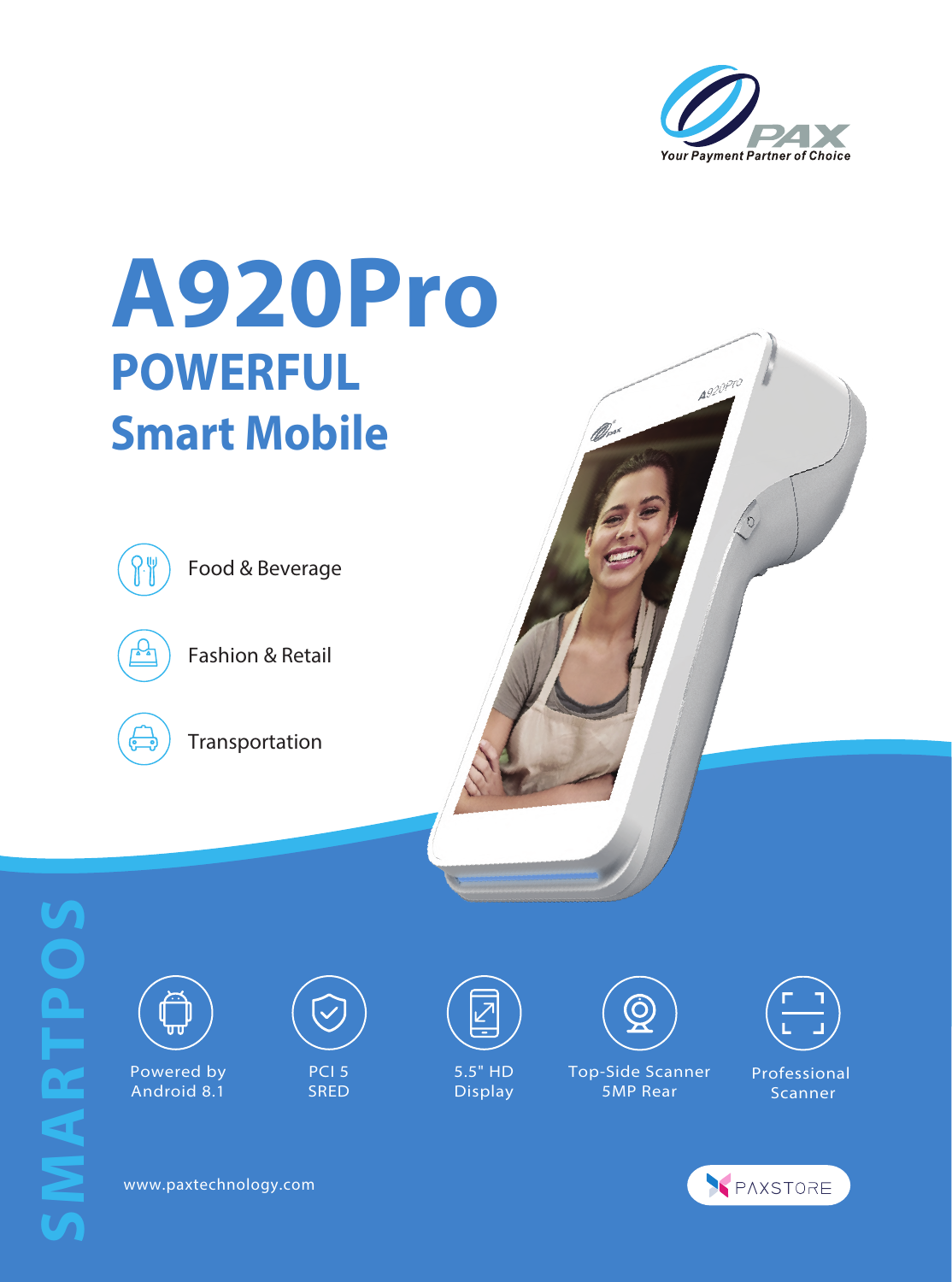PAX
*Your Payment Partner of Choice*

# A920Pro

## POWERFUL

## Smart Mobile

- Food & Beverage
- Fashion & Retail
- Transportation

SMARTPOS

- Powered by Android 8.1
- PCI 5 SRED
- 5.5" HD Display
- Top-Side Scanner 5MP Rear
- Professional Scanner

www.paxtechnology.com

PAXSTORE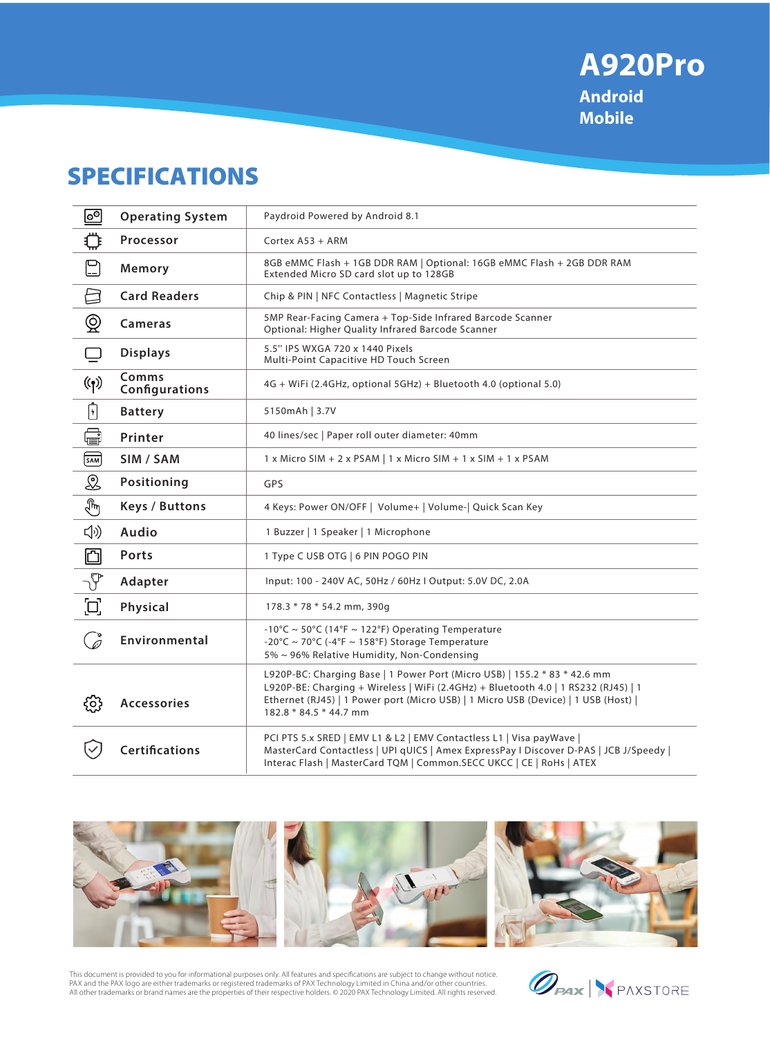# A920Pro

**Android**
**Mobile**

## SPECIFICATIONS

| | |
|---|---|
| **Operating System** | Paydroid Powered by Android 8.1 |
| **Processor** | Cortex A53 + ARM |
| **Memory** | 8GB eMMC Flash + 1GB DDR RAM \| Optional: 16GB eMMC Flash + 2GB DDR RAM<br>Extended Micro SD card slot up to 128GB |
| **Card Readers** | Chip & PIN \| NFC Contactless \| Magnetic Stripe |
| **Cameras** | 5MP Rear-Facing Camera + Top-Side Infrared Barcode Scanner<br>Optional: Higher Quality Infrared Barcode Scanner |
| **Displays** | 5.5" IPS WXGA 720 x 1440 Pixels<br>Multi-Point Capacitive HD Touch Screen |
| **Comms Configurations** | 4G + WiFi (2.4GHz, optional 5GHz) + Bluetooth 4.0 (optional 5.0) |
| **Battery** | 5150mAh \| 3.7V |
| **Printer** | 40 lines/sec \| Paper roll outer diameter: 40mm |
| **SIM / SAM** | 1 x Micro SIM + 2 x PSAM \| 1 x Micro SIM + 1 x SIM + 1 x PSAM |
| **Positioning** | GPS |
| **Keys / Buttons** | 4 Keys: Power ON/OFF \| Volume+ \| Volume-\| Quick Scan Key |
| **Audio** | 1 Buzzer \| 1 Speaker \| 1 Microphone |
| **Ports** | 1 Type C USB OTG \| 6 PIN POGO PIN |
| **Adapter** | Input: 100 - 240V AC, 50Hz / 60Hz I Output: 5.0V DC, 2.0A |
| **Physical** | 178.3 * 78 * 54.2 mm, 390g |
| **Environmental** | -10°C ~ 50°C (14°F ~ 122°F) Operating Temperature<br>-20°C ~ 70°C (-4°F ~ 158°F) Storage Temperature<br>5% ~ 96% Relative Humidity, Non-Condensing |
| **Accessories** | L920P-BC: Charging Base \| 1 Power Port (Micro USB) \| 155.2 * 83 * 42.6 mm<br>L920P-BE: Charging + Wireless \| WiFi (2.4GHz) + Bluetooth 4.0 \| 1 RS232 (RJ45) \| 1 Ethernet (RJ45) \| 1 Power port (Micro USB) \| 1 Micro USB (Device) \| 1 USB (Host) \| 182.8 * 84.5 * 44.7 mm |
| **Certifications** | PCI PTS 5.x SRED \| EMV L1 & L2 \| EMV Contactless L1 \| Visa payWave \| MasterCard Contactless \| UPI qUICS \| Amex ExpressPay I Discover D-PAS \| JCB J/Speedy \| Interac Flash \| MasterCard TQM \| Common.SECC UKCC \| CE \| RoHs \| ATEX |

This document is provided to you for informational purposes only. All features and specifications are subject to change without notice.
PAX and the PAX logo are either trademarks or registered trademarks of PAX Technology Limited in China and/or other countries.
All other trademarks or brand names are the properties of their respective holders. © 2020 PAX Technology Limited. All rights reserved.

PAX | PAXSTORE